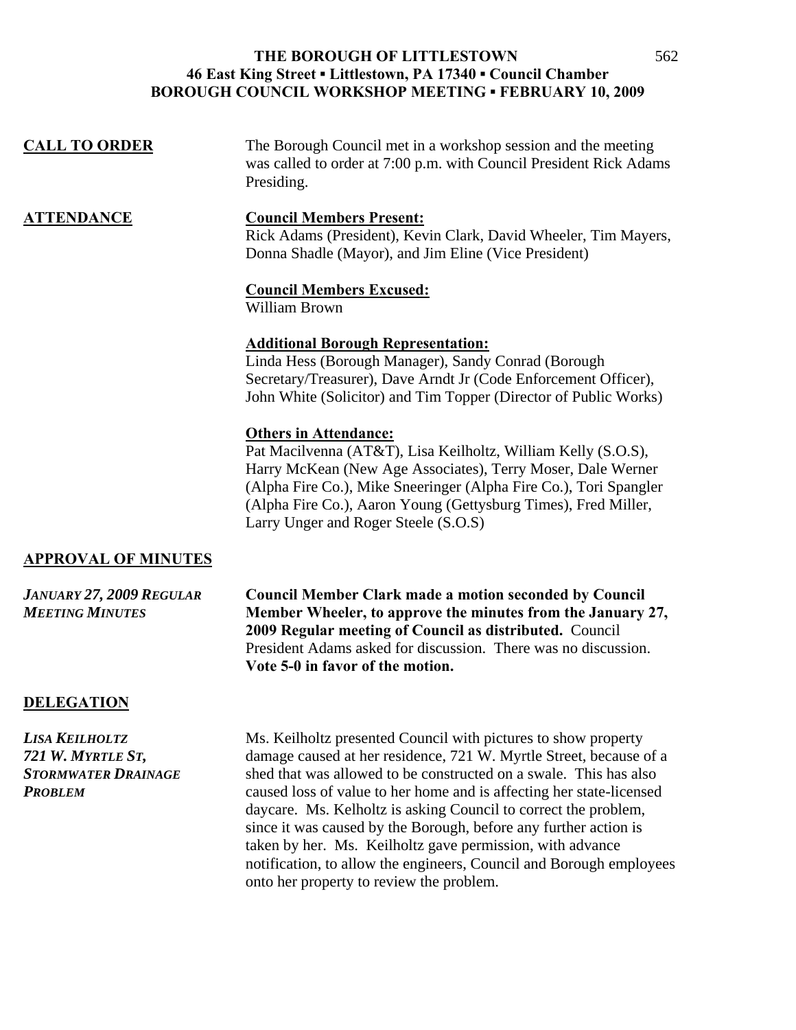# THE BOROUGH OF LITTLESTOWN
## 46 East King Street ▪ Littlestown, PA 17340 ▪ Council Chamber
## BOROUGH COUNCIL WORKSHOP MEETING ▪ FEBRUARY 10, 2009

**CALL TO ORDER**

The Borough Council met in a workshop session and the meeting was called to order at 7:00 p.m. with Council President Rick Adams Presiding.

**ATTENDANCE**

**Council Members Present:**
Rick Adams (President), Kevin Clark, David Wheeler, Tim Mayers, Donna Shadle (Mayor), and Jim Eline (Vice President)

**Council Members Excused:**
William Brown

**Additional Borough Representation:**
Linda Hess (Borough Manager), Sandy Conrad (Borough Secretary/Treasurer), Dave Arndt Jr (Code Enforcement Officer), John White (Solicitor) and Tim Topper (Director of Public Works)

**Others in Attendance:**
Pat Macilvenna (AT&T), Lisa Keilholtz, William Kelly (S.O.S), Harry McKean (New Age Associates), Terry Moser, Dale Werner (Alpha Fire Co.), Mike Sneeringer (Alpha Fire Co.), Tori Spangler (Alpha Fire Co.), Aaron Young (Gettysburg Times), Fred Miller, Larry Unger and Roger Steele (S.O.S)

**APPROVAL OF MINUTES**

*JANUARY 27, 2009 REGULAR MEETING MINUTES*

**Council Member Clark made a motion seconded by Council Member Wheeler, to approve the minutes from the January 27, 2009 Regular meeting of Council as distributed.** Council President Adams asked for discussion. There was no discussion. **Vote 5-0 in favor of the motion.**

**DELEGATION**

*LISA KEILHOLTZ*
*721 W. MYRTLE ST,*
*STORMWATER DRAINAGE PROBLEM*

Ms. Keilholtz presented Council with pictures to show property damage caused at her residence, 721 W. Myrtle Street, because of a shed that was allowed to be constructed on a swale. This has also caused loss of value to her home and is affecting her state-licensed daycare. Ms. Kelholtz is asking Council to correct the problem, since it was caused by the Borough, before any further action is taken by her. Ms. Keilholtz gave permission, with advance notification, to allow the engineers, Council and Borough employees onto her property to review the problem.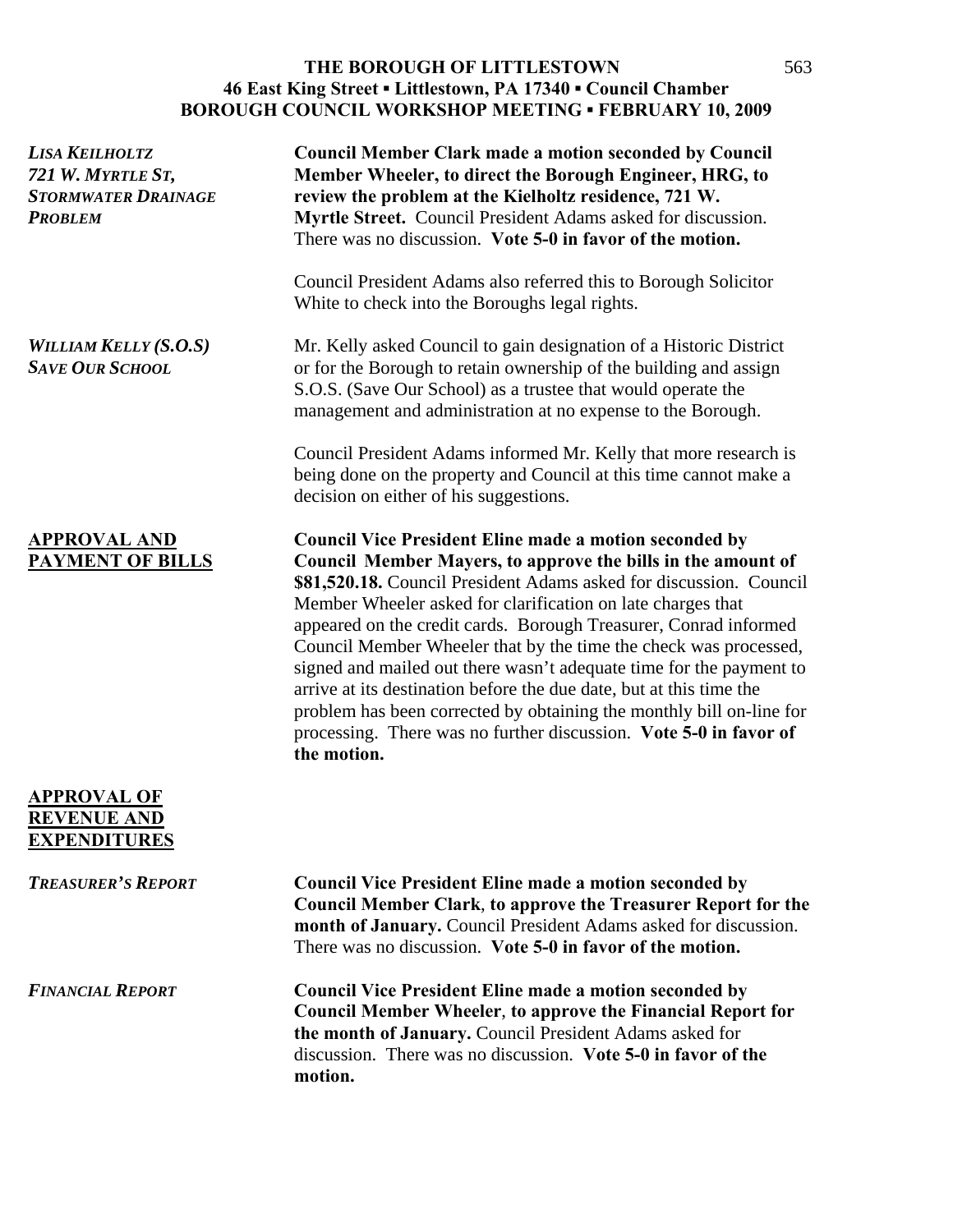**THE BOROUGH OF LITTLESTOWN**
**46 East King Street ▪ Littlestown, PA 17340 ▪ Council Chamber**
**BOROUGH COUNCIL WORKSHOP MEETING ▪ FEBRUARY 10, 2009**

***LISA KEILHOLTZ 721 W. MYRTLE ST, STORMWATER DRAINAGE PROBLEM***

**Council Member Clark made a motion seconded by Council Member Wheeler, to direct the Borough Engineer, HRG, to review the problem at the Kielholtz residence, 721 W. Myrtle Street.** Council President Adams asked for discussion. There was no discussion. **Vote 5-0 in favor of the motion.**

Council President Adams also referred this to Borough Solicitor White to check into the Boroughs legal rights.

***WILLIAM KELLY (S.O.S) SAVE OUR SCHOOL***

Mr. Kelly asked Council to gain designation of a Historic District or for the Borough to retain ownership of the building and assign S.O.S. (Save Our School) as a trustee that would operate the management and administration at no expense to the Borough.

Council President Adams informed Mr. Kelly that more research is being done on the property and Council at this time cannot make a decision on either of his suggestions.

**APPROVAL AND PAYMENT OF BILLS**

**Council Vice President Eline made a motion seconded by Council Member Mayers, to approve the bills in the amount of $81,520.18.** Council President Adams asked for discussion. Council Member Wheeler asked for clarification on late charges that appeared on the credit cards. Borough Treasurer, Conrad informed Council Member Wheeler that by the time the check was processed, signed and mailed out there wasn't adequate time for the payment to arrive at its destination before the due date, but at this time the problem has been corrected by obtaining the monthly bill on-line for processing. There was no further discussion. **Vote 5-0 in favor of the motion.**

**APPROVAL OF REVENUE AND EXPENDITURES**

***TREASURER'S REPORT***

**Council Vice President Eline made a motion seconded by Council Member Clark, to approve the Treasurer Report for the month of January.** Council President Adams asked for discussion. There was no discussion. **Vote 5-0 in favor of the motion.**

***FINANCIAL REPORT***

**Council Vice President Eline made a motion seconded by Council Member Wheeler, to approve the Financial Report for the month of January.** Council President Adams asked for discussion. There was no discussion. **Vote 5-0 in favor of the motion.**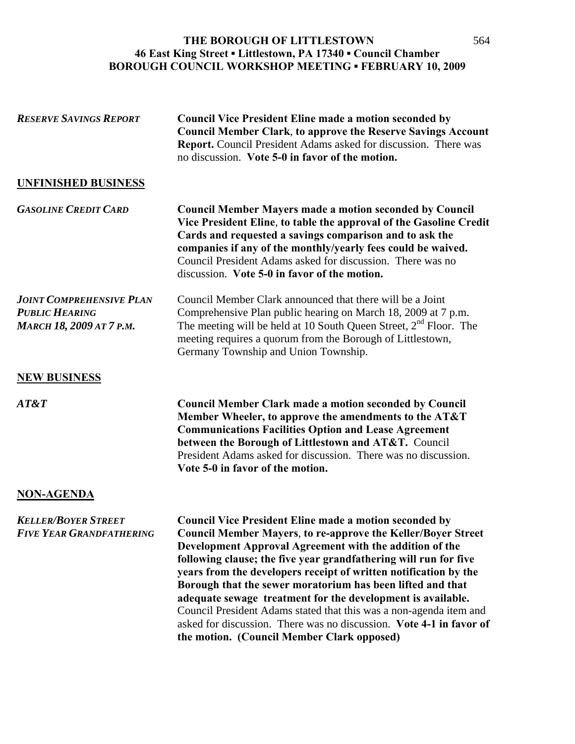***RESERVE SAVINGS REPORT*** **Council Vice President Eline made a motion seconded by Council Member Clark, to approve the Reserve Savings Account Report.** Council President Adams asked for discussion. There was no discussion. **Vote 5-0 in favor of the motion.**

## UNFINISHED BUSINESS

***GASOLINE CREDIT CARD*** **Council Member Mayers made a motion seconded by Council Vice President Eline, to table the approval of the Gasoline Credit Cards and requested a savings comparison and to ask the companies if any of the monthly/yearly fees could be waived.** Council President Adams asked for discussion. There was no discussion. **Vote 5-0 in favor of the motion.**

***JOINT COMPREHENSIVE PLAN PUBLIC HEARING MARCH 18, 2009 AT 7 P.M.*** Council Member Clark announced that there will be a Joint Comprehensive Plan public hearing on March 18, 2009 at 7 p.m. The meeting will be held at 10 South Queen Street, 2nd Floor. The meeting requires a quorum from the Borough of Littlestown, Germany Township and Union Township.

## NEW BUSINESS

***AT&T*** **Council Member Clark made a motion seconded by Council Member Wheeler, to approve the amendments to the AT&T Communications Facilities Option and Lease Agreement between the Borough of Littlestown and AT&T.** Council President Adams asked for discussion. There was no discussion. **Vote 5-0 in favor of the motion.**

## NON-AGENDA

***KELLER/BOYER STREET FIVE YEAR GRANDFATHERING*** **Council Vice President Eline made a motion seconded by Council Member Mayers, to re-approve the Keller/Boyer Street Development Approval Agreement with the addition of the following clause; the five year grandfathering will run for five years from the developers receipt of written notification by the Borough that the sewer moratorium has been lifted and that adequate sewage treatment for the development is available.** Council President Adams stated that this was a non-agenda item and asked for discussion. There was no discussion. **Vote 4-1 in favor of the motion. (Council Member Clark opposed)**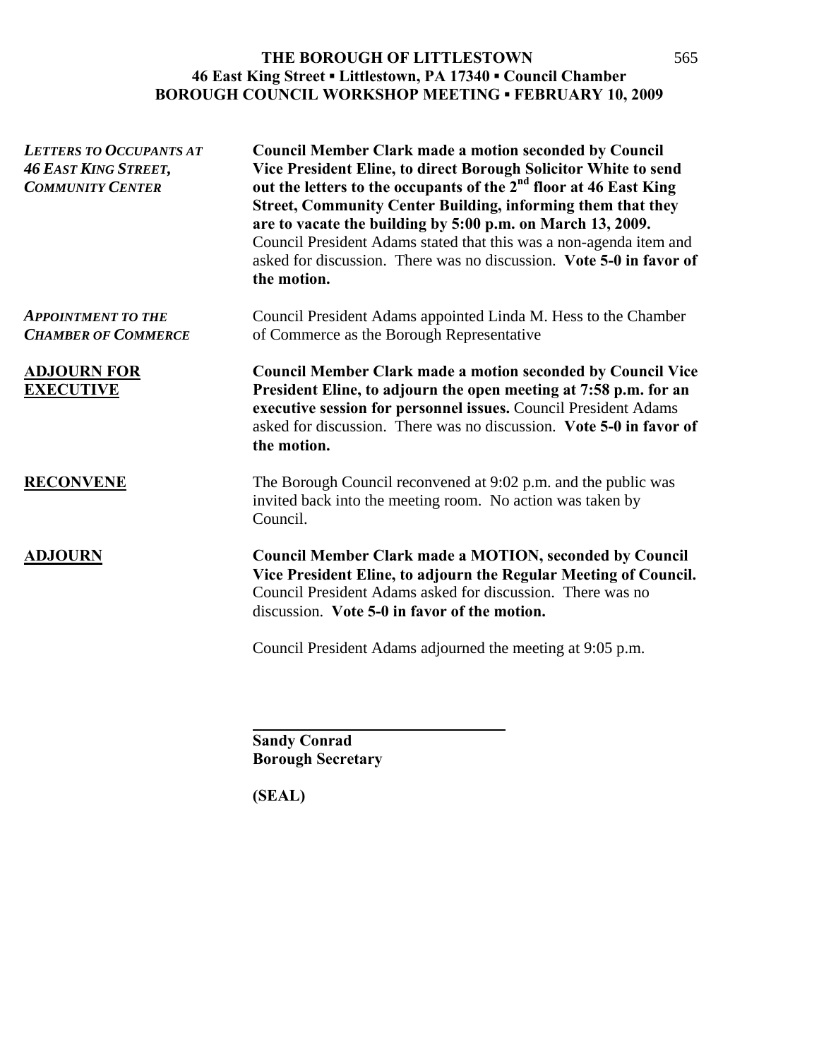**THE BOROUGH OF LITTLESTOWN**
**46 East King Street ▪ Littlestown, PA 17340 ▪ Council Chamber**
**BOROUGH COUNCIL WORKSHOP MEETING ▪ FEBRUARY 10, 2009**

***LETTERS TO OCCUPANTS AT 46 EAST KING STREET, COMMUNITY CENTER***

**Council Member Clark made a motion seconded by Council Vice President Eline, to direct Borough Solicitor White to send out the letters to the occupants of the 2nd floor at 46 East King Street, Community Center Building, informing them that they are to vacate the building by 5:00 p.m. on March 13, 2009.** Council President Adams stated that this was a non-agenda item and asked for discussion. There was no discussion. **Vote 5-0 in favor of the motion.**

***APPOINTMENT TO THE CHAMBER OF COMMERCE***

Council President Adams appointed Linda M. Hess to the Chamber of Commerce as the Borough Representative

**ADJOURN FOR EXECUTIVE**

**Council Member Clark made a motion seconded by Council Vice President Eline, to adjourn the open meeting at 7:58 p.m. for an executive session for personnel issues.** Council President Adams asked for discussion. There was no discussion. **Vote 5-0 in favor of the motion.**

**RECONVENE**

The Borough Council reconvened at 9:02 p.m. and the public was invited back into the meeting room. No action was taken by Council.

**ADJOURN**

**Council Member Clark made a MOTION, seconded by Council Vice President Eline, to adjourn the Regular Meeting of Council.** Council President Adams asked for discussion. There was no discussion. **Vote 5-0 in favor of the motion.**

Council President Adams adjourned the meeting at 9:05 p.m.

\_\_\_\_\_\_\_\_\_\_\_\_\_\_\_\_\_\_\_\_\_\_\_\_\_\_\_\_\_\_\_\_

**Sandy Conrad**
**Borough Secretary**

**(SEAL)**